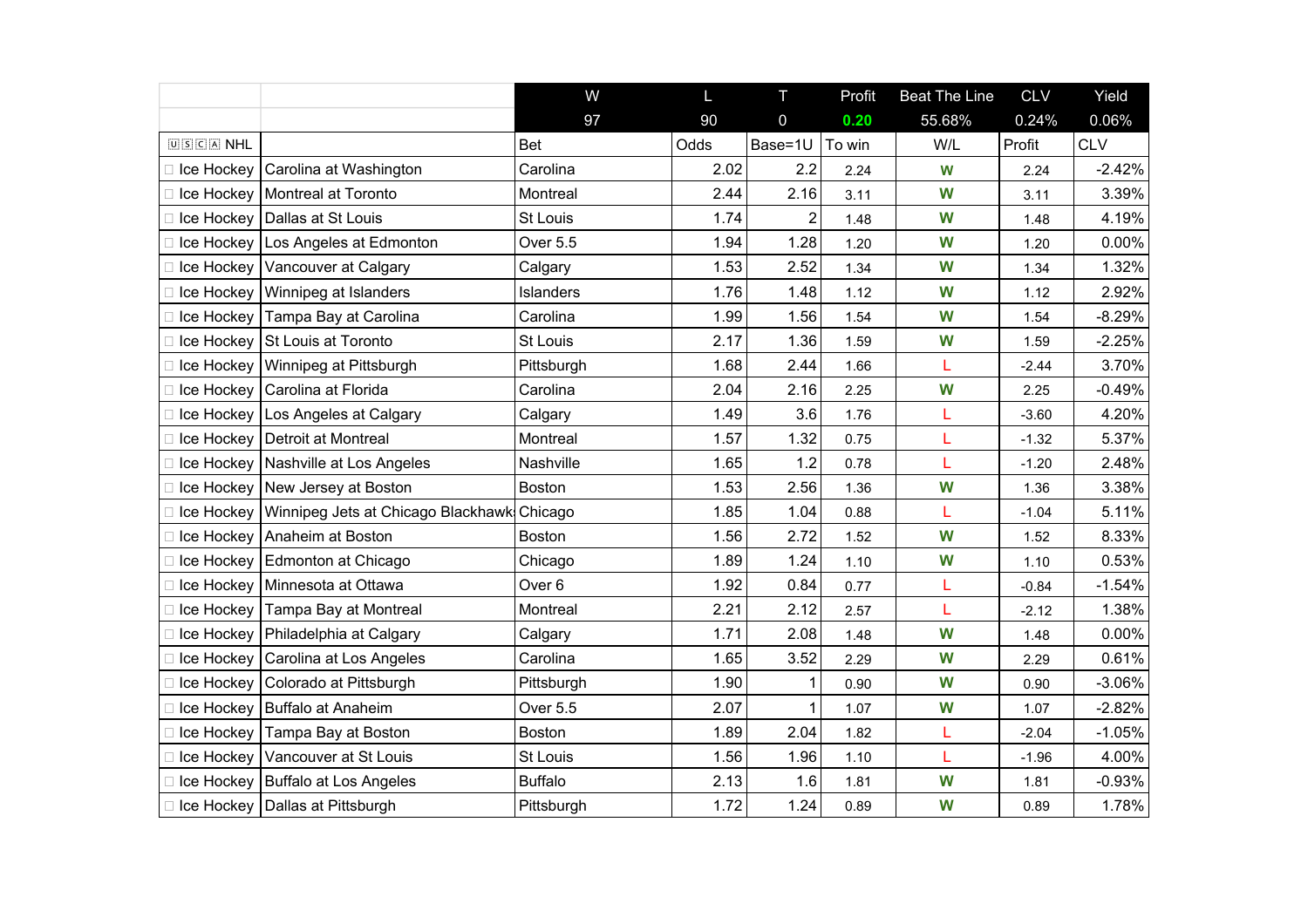| | | W | L | T | Profit | Beat The Line | CLV | Yield |
|---|---|---|---|---|---|---|---|---|
| | | 97 | 90 | 0 | 0.20 | 55.68% | 0.24% | 0.06% |
| 🇺🇸🇨🇦 NHL | | Bet | Odds | Base=1U | To win | W/L | Profit | CLV |
| Ice Hockey | Carolina at Washington | Carolina | 2.02 | 2.2 | 2.24 | W | 2.24 | -2.42% |
| Ice Hockey | Montreal at Toronto | Montreal | 2.44 | 2.16 | 3.11 | W | 3.11 | 3.39% |
| Ice Hockey | Dallas at St Louis | St Louis | 1.74 | 2 | 1.48 | W | 1.48 | 4.19% |
| Ice Hockey | Los Angeles at Edmonton | Over 5.5 | 1.94 | 1.28 | 1.20 | W | 1.20 | 0.00% |
| Ice Hockey | Vancouver at Calgary | Calgary | 1.53 | 2.52 | 1.34 | W | 1.34 | 1.32% |
| Ice Hockey | Winnipeg at Islanders | Islanders | 1.76 | 1.48 | 1.12 | W | 1.12 | 2.92% |
| Ice Hockey | Tampa Bay at Carolina | Carolina | 1.99 | 1.56 | 1.54 | W | 1.54 | -8.29% |
| Ice Hockey | St Louis at Toronto | St Louis | 2.17 | 1.36 | 1.59 | W | 1.59 | -2.25% |
| Ice Hockey | Winnipeg at Pittsburgh | Pittsburgh | 1.68 | 2.44 | 1.66 | L | -2.44 | 3.70% |
| Ice Hockey | Carolina at Florida | Carolina | 2.04 | 2.16 | 2.25 | W | 2.25 | -0.49% |
| Ice Hockey | Los Angeles at Calgary | Calgary | 1.49 | 3.6 | 1.76 | L | -3.60 | 4.20% |
| Ice Hockey | Detroit at Montreal | Montreal | 1.57 | 1.32 | 0.75 | L | -1.32 | 5.37% |
| Ice Hockey | Nashville at Los Angeles | Nashville | 1.65 | 1.2 | 0.78 | L | -1.20 | 2.48% |
| Ice Hockey | New Jersey at Boston | Boston | 1.53 | 2.56 | 1.36 | W | 1.36 | 3.38% |
| Ice Hockey | Winnipeg Jets at Chicago Blackhawks | Chicago | 1.85 | 1.04 | 0.88 | L | -1.04 | 5.11% |
| Ice Hockey | Anaheim at Boston | Boston | 1.56 | 2.72 | 1.52 | W | 1.52 | 8.33% |
| Ice Hockey | Edmonton at Chicago | Chicago | 1.89 | 1.24 | 1.10 | W | 1.10 | 0.53% |
| Ice Hockey | Minnesota at Ottawa | Over 6 | 1.92 | 0.84 | 0.77 | L | -0.84 | -1.54% |
| Ice Hockey | Tampa Bay at Montreal | Montreal | 2.21 | 2.12 | 2.57 | L | -2.12 | 1.38% |
| Ice Hockey | Philadelphia at Calgary | Calgary | 1.71 | 2.08 | 1.48 | W | 1.48 | 0.00% |
| Ice Hockey | Carolina at Los Angeles | Carolina | 1.65 | 3.52 | 2.29 | W | 2.29 | 0.61% |
| Ice Hockey | Colorado at Pittsburgh | Pittsburgh | 1.90 | 1 | 0.90 | W | 0.90 | -3.06% |
| Ice Hockey | Buffalo at Anaheim | Over 5.5 | 2.07 | 1 | 1.07 | W | 1.07 | -2.82% |
| Ice Hockey | Tampa Bay at Boston | Boston | 1.89 | 2.04 | 1.82 | L | -2.04 | -1.05% |
| Ice Hockey | Vancouver at St Louis | St Louis | 1.56 | 1.96 | 1.10 | L | -1.96 | 4.00% |
| Ice Hockey | Buffalo at Los Angeles | Buffalo | 2.13 | 1.6 | 1.81 | W | 1.81 | -0.93% |
| Ice Hockey | Dallas at Pittsburgh | Pittsburgh | 1.72 | 1.24 | 0.89 | W | 0.89 | 1.78% |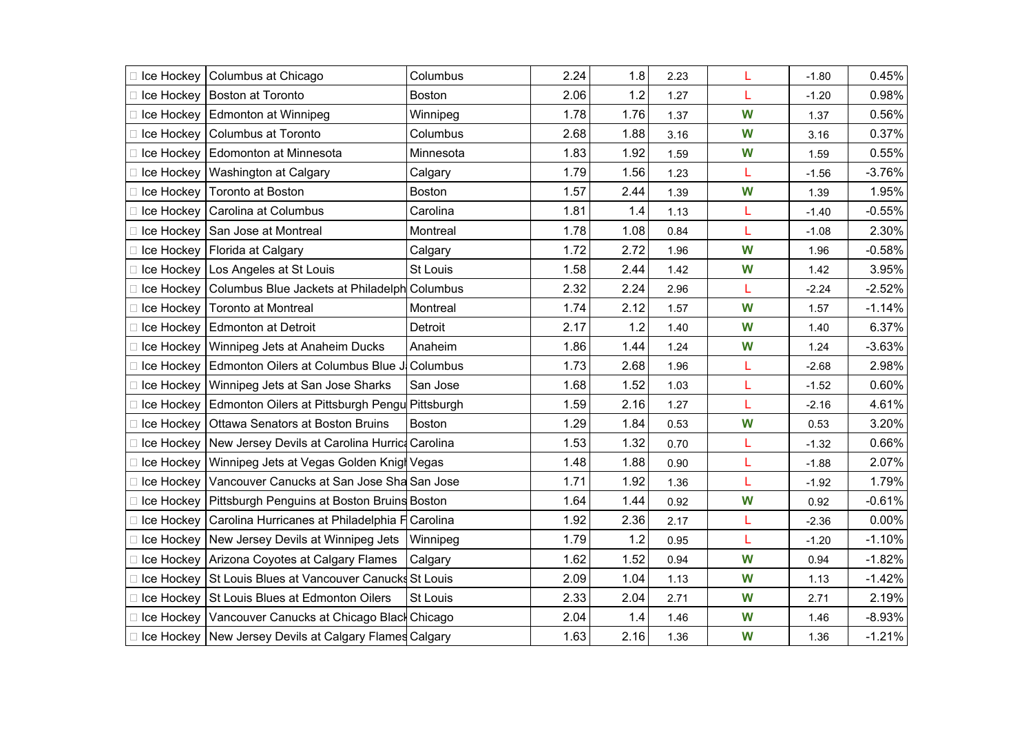| | | | | | | | | |
|---|---|---|---|---|---|---|---|---|
| □ Ice Hockey | Columbus at Chicago | Columbus | 2.24 | 1.8 | 2.23 | L | -1.80 | 0.45% |
| □ Ice Hockey | Boston at Toronto | Boston | 2.06 | 1.2 | 1.27 | L | -1.20 | 0.98% |
| □ Ice Hockey | Edmonton at Winnipeg | Winnipeg | 1.78 | 1.76 | 1.37 | W | 1.37 | 0.56% |
| □ Ice Hockey | Columbus at Toronto | Columbus | 2.68 | 1.88 | 3.16 | W | 3.16 | 0.37% |
| □ Ice Hockey | Edomonton at Minnesota | Minnesota | 1.83 | 1.92 | 1.59 | W | 1.59 | 0.55% |
| □ Ice Hockey | Washington at Calgary | Calgary | 1.79 | 1.56 | 1.23 | L | -1.56 | -3.76% |
| □ Ice Hockey | Toronto at Boston | Boston | 1.57 | 2.44 | 1.39 | W | 1.39 | 1.95% |
| □ Ice Hockey | Carolina at Columbus | Carolina | 1.81 | 1.4 | 1.13 | L | -1.40 | -0.55% |
| □ Ice Hockey | San Jose at Montreal | Montreal | 1.78 | 1.08 | 0.84 | L | -1.08 | 2.30% |
| □ Ice Hockey | Florida at Calgary | Calgary | 1.72 | 2.72 | 1.96 | W | 1.96 | -0.58% |
| □ Ice Hockey | Los Angeles at St Louis | St Louis | 1.58 | 2.44 | 1.42 | W | 1.42 | 3.95% |
| □ Ice Hockey | Columbus Blue Jackets at Philadelph | Columbus | 2.32 | 2.24 | 2.96 | L | -2.24 | -2.52% |
| □ Ice Hockey | Toronto at Montreal | Montreal | 1.74 | 2.12 | 1.57 | W | 1.57 | -1.14% |
| □ Ice Hockey | Edmonton at Detroit | Detroit | 2.17 | 1.2 | 1.40 | W | 1.40 | 6.37% |
| □ Ice Hockey | Winnipeg Jets at Anaheim Ducks | Anaheim | 1.86 | 1.44 | 1.24 | W | 1.24 | -3.63% |
| □ Ice Hockey | Edmonton Oilers at Columbus Blue J | Columbus | 1.73 | 2.68 | 1.96 | L | -2.68 | 2.98% |
| □ Ice Hockey | Winnipeg Jets at San Jose Sharks | San Jose | 1.68 | 1.52 | 1.03 | L | -1.52 | 0.60% |
| □ Ice Hockey | Edmonton Oilers at Pittsburgh Pengu | Pittsburgh | 1.59 | 2.16 | 1.27 | L | -2.16 | 4.61% |
| □ Ice Hockey | Ottawa Senators at Boston Bruins | Boston | 1.29 | 1.84 | 0.53 | W | 0.53 | 3.20% |
| □ Ice Hockey | New Jersey Devils at Carolina Hurrica | Carolina | 1.53 | 1.32 | 0.70 | L | -1.32 | 0.66% |
| □ Ice Hockey | Winnipeg Jets at Vegas Golden Knigh | Vegas | 1.48 | 1.88 | 0.90 | L | -1.88 | 2.07% |
| □ Ice Hockey | Vancouver Canucks at San Jose Sha | San Jose | 1.71 | 1.92 | 1.36 | L | -1.92 | 1.79% |
| □ Ice Hockey | Pittsburgh Penguins at Boston Bruins | Boston | 1.64 | 1.44 | 0.92 | W | 0.92 | -0.61% |
| □ Ice Hockey | Carolina Hurricanes at Philadelphia F | Carolina | 1.92 | 2.36 | 2.17 | L | -2.36 | 0.00% |
| □ Ice Hockey | New Jersey Devils at Winnipeg Jets | Winnipeg | 1.79 | 1.2 | 0.95 | L | -1.20 | -1.10% |
| □ Ice Hockey | Arizona Coyotes at Calgary Flames | Calgary | 1.62 | 1.52 | 0.94 | W | 0.94 | -1.82% |
| □ Ice Hockey | St Louis Blues at Vancouver Canucks | St Louis | 2.09 | 1.04 | 1.13 | W | 1.13 | -1.42% |
| □ Ice Hockey | St Louis Blues at Edmonton Oilers | St Louis | 2.33 | 2.04 | 2.71 | W | 2.71 | 2.19% |
| □ Ice Hockey | Vancouver Canucks at Chicago Black | Chicago | 2.04 | 1.4 | 1.46 | W | 1.46 | -8.93% |
| □ Ice Hockey | New Jersey Devils at Calgary Flames | Calgary | 1.63 | 2.16 | 1.36 | W | 1.36 | -1.21% |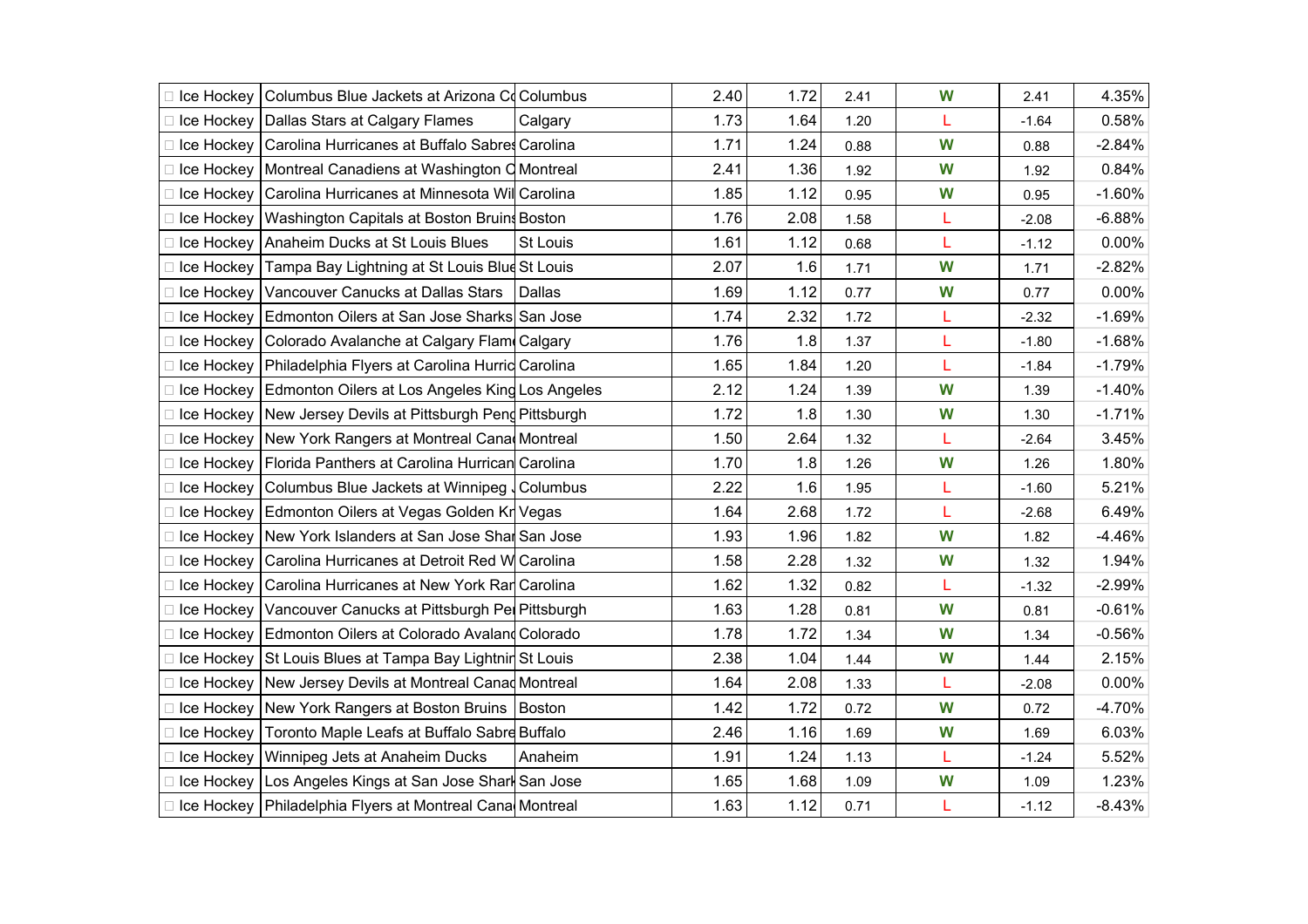| | | | | | | | | |
|---|---|---|---|---|---|---|---|---|
| □ Ice Hockey | Columbus Blue Jackets at Arizona Co | Columbus | 2.40 | 1.72 | 2.41 | W | 2.41 | 4.35% |
| □ Ice Hockey | Dallas Stars at Calgary Flames | Calgary | 1.73 | 1.64 | 1.20 | L | -1.64 | 0.58% |
| □ Ice Hockey | Carolina Hurricanes at Buffalo Sabres | Carolina | 1.71 | 1.24 | 0.88 | W | 0.88 | -2.84% |
| □ Ice Hockey | Montreal Canadiens at Washington C | Montreal | 2.41 | 1.36 | 1.92 | W | 1.92 | 0.84% |
| □ Ice Hockey | Carolina Hurricanes at Minnesota Wil | Carolina | 1.85 | 1.12 | 0.95 | W | 0.95 | -1.60% |
| □ Ice Hockey | Washington Capitals at Boston Bruins | Boston | 1.76 | 2.08 | 1.58 | L | -2.08 | -6.88% |
| □ Ice Hockey | Anaheim Ducks at St Louis Blues | St Louis | 1.61 | 1.12 | 0.68 | L | -1.12 | 0.00% |
| □ Ice Hockey | Tampa Bay Lightning at St Louis Blue | St Louis | 2.07 | 1.6 | 1.71 | W | 1.71 | -2.82% |
| □ Ice Hockey | Vancouver Canucks at Dallas Stars | Dallas | 1.69 | 1.12 | 0.77 | W | 0.77 | 0.00% |
| □ Ice Hockey | Edmonton Oilers at San Jose Sharks | San Jose | 1.74 | 2.32 | 1.72 | L | -2.32 | -1.69% |
| □ Ice Hockey | Colorado Avalanche at Calgary Flam | Calgary | 1.76 | 1.8 | 1.37 | L | -1.80 | -1.68% |
| □ Ice Hockey | Philadelphia Flyers at Carolina Hurric | Carolina | 1.65 | 1.84 | 1.20 | L | -1.84 | -1.79% |
| □ Ice Hockey | Edmonton Oilers at Los Angeles King | Los Angeles | 2.12 | 1.24 | 1.39 | W | 1.39 | -1.40% |
| □ Ice Hockey | New Jersey Devils at Pittsburgh Peng | Pittsburgh | 1.72 | 1.8 | 1.30 | W | 1.30 | -1.71% |
| □ Ice Hockey | New York Rangers at Montreal Cana | Montreal | 1.50 | 2.64 | 1.32 | L | -2.64 | 3.45% |
| □ Ice Hockey | Florida Panthers at Carolina Hurrican | Carolina | 1.70 | 1.8 | 1.26 | W | 1.26 | 1.80% |
| □ Ice Hockey | Columbus Blue Jackets at Winnipeg J | Columbus | 2.22 | 1.6 | 1.95 | L | -1.60 | 5.21% |
| □ Ice Hockey | Edmonton Oilers at Vegas Golden Kn | Vegas | 1.64 | 2.68 | 1.72 | L | -2.68 | 6.49% |
| □ Ice Hockey | New York Islanders at San Jose Shar | San Jose | 1.93 | 1.96 | 1.82 | W | 1.82 | -4.46% |
| □ Ice Hockey | Carolina Hurricanes at Detroit Red W | Carolina | 1.58 | 2.28 | 1.32 | W | 1.32 | 1.94% |
| □ Ice Hockey | Carolina Hurricanes at New York Ran | Carolina | 1.62 | 1.32 | 0.82 | L | -1.32 | -2.99% |
| □ Ice Hockey | Vancouver Canucks at Pittsburgh Pe | Pittsburgh | 1.63 | 1.28 | 0.81 | W | 0.81 | -0.61% |
| □ Ice Hockey | Edmonton Oilers at Colorado Avalanc | Colorado | 1.78 | 1.72 | 1.34 | W | 1.34 | -0.56% |
| □ Ice Hockey | St Louis Blues at Tampa Bay Lightnin | St Louis | 2.38 | 1.04 | 1.44 | W | 1.44 | 2.15% |
| □ Ice Hockey | New Jersey Devils at Montreal Canad | Montreal | 1.64 | 2.08 | 1.33 | L | -2.08 | 0.00% |
| □ Ice Hockey | New York Rangers at Boston Bruins | Boston | 1.42 | 1.72 | 0.72 | W | 0.72 | -4.70% |
| □ Ice Hockey | Toronto Maple Leafs at Buffalo Sabre | Buffalo | 2.46 | 1.16 | 1.69 | W | 1.69 | 6.03% |
| □ Ice Hockey | Winnipeg Jets at Anaheim Ducks | Anaheim | 1.91 | 1.24 | 1.13 | L | -1.24 | 5.52% |
| □ Ice Hockey | Los Angeles Kings at San Jose Shark | San Jose | 1.65 | 1.68 | 1.09 | W | 1.09 | 1.23% |
| □ Ice Hockey | Philadelphia Flyers at Montreal Cana | Montreal | 1.63 | 1.12 | 0.71 | L | -1.12 | -8.43% |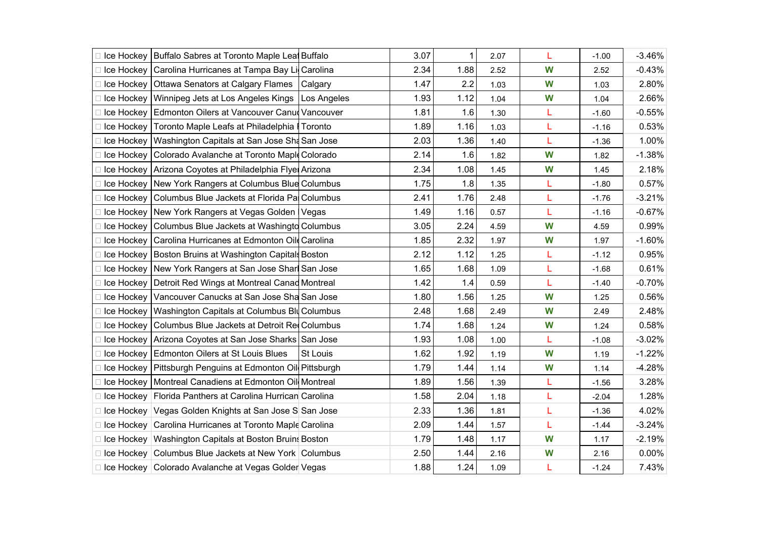| | | | | | | | | |
|---|---|---|---|---|---|---|---|---|
| Ice Hockey | Buffalo Sabres at Toronto Maple Leaf | Buffalo | 3.07 | 1 | 2.07 | L | -1.00 | -3.46% |
| Ice Hockey | Carolina Hurricanes at Tampa Bay Li | Carolina | 2.34 | 1.88 | 2.52 | W | 2.52 | -0.43% |
| Ice Hockey | Ottawa Senators at Calgary Flames | Calgary | 1.47 | 2.2 | 1.03 | W | 1.03 | 2.80% |
| Ice Hockey | Winnipeg Jets at Los Angeles Kings | Los Angeles | 1.93 | 1.12 | 1.04 | W | 1.04 | 2.66% |
| Ice Hockey | Edmonton Oilers at Vancouver Canu | Vancouver | 1.81 | 1.6 | 1.30 | L | -1.60 | -0.55% |
| Ice Hockey | Toronto Maple Leafs at Philadelphia | Toronto | 1.89 | 1.16 | 1.03 | L | -1.16 | 0.53% |
| Ice Hockey | Washington Capitals at San Jose Sha | San Jose | 2.03 | 1.36 | 1.40 | L | -1.36 | 1.00% |
| Ice Hockey | Colorado Avalanche at Toronto Mapl | Colorado | 2.14 | 1.6 | 1.82 | W | 1.82 | -1.38% |
| Ice Hockey | Arizona Coyotes at Philadelphia Flye | Arizona | 2.34 | 1.08 | 1.45 | W | 1.45 | 2.18% |
| Ice Hockey | New York Rangers at Columbus Blue | Columbus | 1.75 | 1.8 | 1.35 | L | -1.80 | 0.57% |
| Ice Hockey | Columbus Blue Jackets at Florida Pa | Columbus | 2.41 | 1.76 | 2.48 | L | -1.76 | -3.21% |
| Ice Hockey | New York Rangers at Vegas Golden | Vegas | 1.49 | 1.16 | 0.57 | L | -1.16 | -0.67% |
| Ice Hockey | Columbus Blue Jackets at Washingto | Columbus | 3.05 | 2.24 | 4.59 | W | 4.59 | 0.99% |
| Ice Hockey | Carolina Hurricanes at Edmonton Oil | Carolina | 1.85 | 2.32 | 1.97 | W | 1.97 | -1.60% |
| Ice Hockey | Boston Bruins at Washington Capitals | Boston | 2.12 | 1.12 | 1.25 | L | -1.12 | 0.95% |
| Ice Hockey | New York Rangers at San Jose Shar | San Jose | 1.65 | 1.68 | 1.09 | L | -1.68 | 0.61% |
| Ice Hockey | Detroit Red Wings at Montreal Canad | Montreal | 1.42 | 1.4 | 0.59 | L | -1.40 | -0.70% |
| Ice Hockey | Vancouver Canucks at San Jose Sha | San Jose | 1.80 | 1.56 | 1.25 | W | 1.25 | 0.56% |
| Ice Hockey | Washington Capitals at Columbus Bl | Columbus | 2.48 | 1.68 | 2.49 | W | 2.49 | 2.48% |
| Ice Hockey | Columbus Blue Jackets at Detroit Re | Columbus | 1.74 | 1.68 | 1.24 | W | 1.24 | 0.58% |
| Ice Hockey | Arizona Coyotes at San Jose Sharks | San Jose | 1.93 | 1.08 | 1.00 | L | -1.08 | -3.02% |
| Ice Hockey | Edmonton Oilers at St Louis Blues | St Louis | 1.62 | 1.92 | 1.19 | W | 1.19 | -1.22% |
| Ice Hockey | Pittsburgh Penguins at Edmonton Oil | Pittsburgh | 1.79 | 1.44 | 1.14 | W | 1.14 | -4.28% |
| Ice Hockey | Montreal Canadiens at Edmonton Oil | Montreal | 1.89 | 1.56 | 1.39 | L | -1.56 | 3.28% |
| Ice Hockey | Florida Panthers at Carolina Hurrican | Carolina | 1.58 | 2.04 | 1.18 | L | -2.04 | 1.28% |
| Ice Hockey | Vegas Golden Knights at San Jose S | San Jose | 2.33 | 1.36 | 1.81 | L | -1.36 | 4.02% |
| Ice Hockey | Carolina Hurricanes at Toronto Maple | Carolina | 2.09 | 1.44 | 1.57 | L | -1.44 | -3.24% |
| Ice Hockey | Washington Capitals at Boston Bruins | Boston | 1.79 | 1.48 | 1.17 | W | 1.17 | -2.19% |
| Ice Hockey | Columbus Blue Jackets at New York | Columbus | 2.50 | 1.44 | 2.16 | W | 2.16 | 0.00% |
| Ice Hockey | Colorado Avalanche at Vegas Golder | Vegas | 1.88 | 1.24 | 1.09 | L | -1.24 | 7.43% |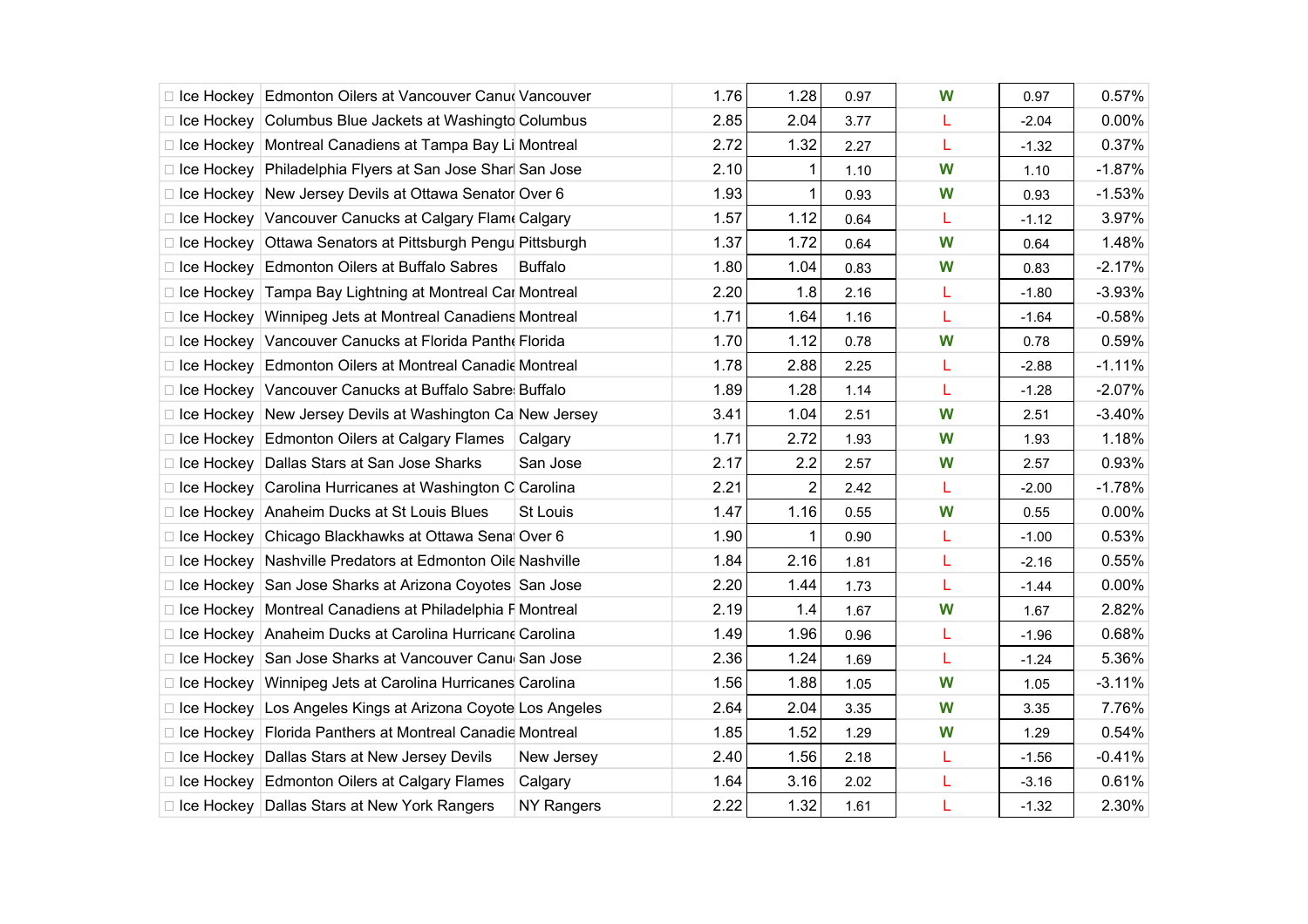| | | | | | | | | |
|---|---|---|---|---|---|---|---|---|
| ☐ Ice Hockey | Edmonton Oilers at Vancouver Canuc | Vancouver | 1.76 | 1.28 | 0.97 | W | 0.97 | 0.57% |
| ☐ Ice Hockey | Columbus Blue Jackets at Washingto | Columbus | 2.85 | 2.04 | 3.77 | L | -2.04 | 0.00% |
| ☐ Ice Hockey | Montreal Canadiens at Tampa Bay Li | Montreal | 2.72 | 1.32 | 2.27 | L | -1.32 | 0.37% |
| ☐ Ice Hockey | Philadelphia Flyers at San Jose Shar | San Jose | 2.10 | 1 | 1.10 | W | 1.10 | -1.87% |
| ☐ Ice Hockey | New Jersey Devils at Ottawa Senator | Over 6 | 1.93 | 1 | 0.93 | W | 0.93 | -1.53% |
| ☐ Ice Hockey | Vancouver Canucks at Calgary Flame | Calgary | 1.57 | 1.12 | 0.64 | L | -1.12 | 3.97% |
| ☐ Ice Hockey | Ottawa Senators at Pittsburgh Pengu | Pittsburgh | 1.37 | 1.72 | 0.64 | W | 0.64 | 1.48% |
| ☐ Ice Hockey | Edmonton Oilers at Buffalo Sabres | Buffalo | 1.80 | 1.04 | 0.83 | W | 0.83 | -2.17% |
| ☐ Ice Hockey | Tampa Bay Lightning at Montreal Car | Montreal | 2.20 | 1.8 | 2.16 | L | -1.80 | -3.93% |
| ☐ Ice Hockey | Winnipeg Jets at Montreal Canadiens | Montreal | 1.71 | 1.64 | 1.16 | L | -1.64 | -0.58% |
| ☐ Ice Hockey | Vancouver Canucks at Florida Panthe | Florida | 1.70 | 1.12 | 0.78 | W | 0.78 | 0.59% |
| ☐ Ice Hockey | Edmonton Oilers at Montreal Canadie | Montreal | 1.78 | 2.88 | 2.25 | L | -2.88 | -1.11% |
| ☐ Ice Hockey | Vancouver Canucks at Buffalo Sabre | Buffalo | 1.89 | 1.28 | 1.14 | L | -1.28 | -2.07% |
| ☐ Ice Hockey | New Jersey Devils at Washington Ca | New Jersey | 3.41 | 1.04 | 2.51 | W | 2.51 | -3.40% |
| ☐ Ice Hockey | Edmonton Oilers at Calgary Flames | Calgary | 1.71 | 2.72 | 1.93 | W | 1.93 | 1.18% |
| ☐ Ice Hockey | Dallas Stars at San Jose Sharks | San Jose | 2.17 | 2.2 | 2.57 | W | 2.57 | 0.93% |
| ☐ Ice Hockey | Carolina Hurricanes at Washington C | Carolina | 2.21 | 2 | 2.42 | L | -2.00 | -1.78% |
| ☐ Ice Hockey | Anaheim Ducks at St Louis Blues | St Louis | 1.47 | 1.16 | 0.55 | W | 0.55 | 0.00% |
| ☐ Ice Hockey | Chicago Blackhawks at Ottawa Senat | Over 6 | 1.90 | 1 | 0.90 | L | -1.00 | 0.53% |
| ☐ Ice Hockey | Nashville Predators at Edmonton Oile | Nashville | 1.84 | 2.16 | 1.81 | L | -2.16 | 0.55% |
| ☐ Ice Hockey | San Jose Sharks at Arizona Coyotes | San Jose | 2.20 | 1.44 | 1.73 | L | -1.44 | 0.00% |
| ☐ Ice Hockey | Montreal Canadiens at Philadelphia F | Montreal | 2.19 | 1.4 | 1.67 | W | 1.67 | 2.82% |
| ☐ Ice Hockey | Anaheim Ducks at Carolina Hurricane | Carolina | 1.49 | 1.96 | 0.96 | L | -1.96 | 0.68% |
| ☐ Ice Hockey | San Jose Sharks at Vancouver Canu | San Jose | 2.36 | 1.24 | 1.69 | L | -1.24 | 5.36% |
| ☐ Ice Hockey | Winnipeg Jets at Carolina Hurricanes | Carolina | 1.56 | 1.88 | 1.05 | W | 1.05 | -3.11% |
| ☐ Ice Hockey | Los Angeles Kings at Arizona Coyote | Los Angeles | 2.64 | 2.04 | 3.35 | W | 3.35 | 7.76% |
| ☐ Ice Hockey | Florida Panthers at Montreal Canadie | Montreal | 1.85 | 1.52 | 1.29 | W | 1.29 | 0.54% |
| ☐ Ice Hockey | Dallas Stars at New Jersey Devils | New Jersey | 2.40 | 1.56 | 2.18 | L | -1.56 | -0.41% |
| ☐ Ice Hockey | Edmonton Oilers at Calgary Flames | Calgary | 1.64 | 3.16 | 2.02 | L | -3.16 | 0.61% |
| ☐ Ice Hockey | Dallas Stars at New York Rangers | NY Rangers | 2.22 | 1.32 | 1.61 | L | -1.32 | 2.30% |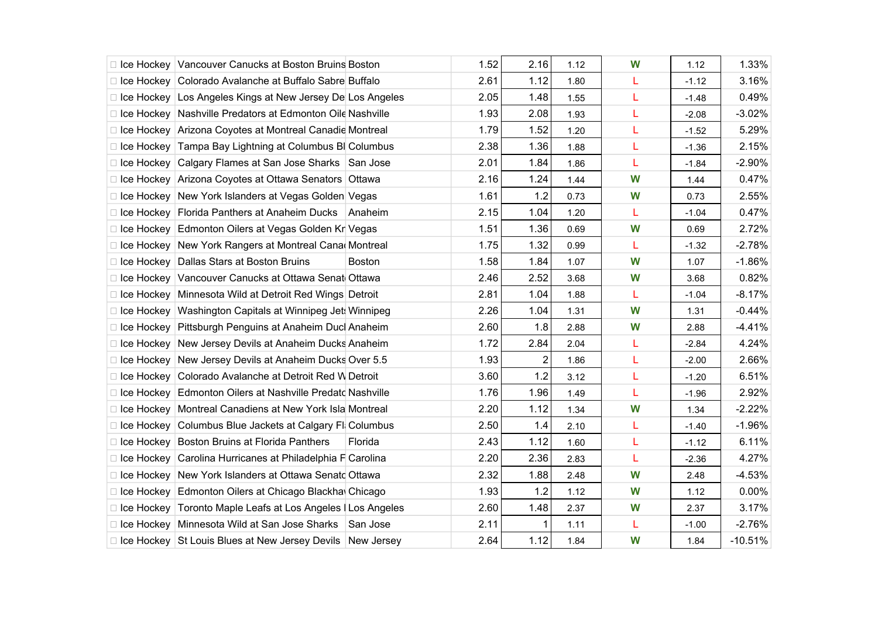| | | | | | | | | | |
|---|---|---|---|---|---|---|---|---|---|
| □ Ice Hockey | Vancouver Canucks at Boston Bruins | Boston | | 1.52 | 2.16 | 1.12 | W | 1.12 | 1.33% |
| □ Ice Hockey | Colorado Avalanche at Buffalo Sabre | Buffalo | | 2.61 | 1.12 | 1.80 | L | -1.12 | 3.16% |
| □ Ice Hockey | Los Angeles Kings at New Jersey De | Los Angeles | | 2.05 | 1.48 | 1.55 | L | -1.48 | 0.49% |
| □ Ice Hockey | Nashville Predators at Edmonton Oile | Nashville | | 1.93 | 2.08 | 1.93 | L | -2.08 | -3.02% |
| □ Ice Hockey | Arizona Coyotes at Montreal Canadie | Montreal | | 1.79 | 1.52 | 1.20 | L | -1.52 | 5.29% |
| □ Ice Hockey | Tampa Bay Lightning at Columbus Bl | Columbus | | 2.38 | 1.36 | 1.88 | L | -1.36 | 2.15% |
| □ Ice Hockey | Calgary Flames at San Jose Sharks | San Jose | | 2.01 | 1.84 | 1.86 | L | -1.84 | -2.90% |
| □ Ice Hockey | Arizona Coyotes at Ottawa Senators | Ottawa | | 2.16 | 1.24 | 1.44 | W | 1.44 | 0.47% |
| □ Ice Hockey | New York Islanders at Vegas Golden | Vegas | | 1.61 | 1.2 | 0.73 | W | 0.73 | 2.55% |
| □ Ice Hockey | Florida Panthers at Anaheim Ducks | Anaheim | | 2.15 | 1.04 | 1.20 | L | -1.04 | 0.47% |
| □ Ice Hockey | Edmonton Oilers at Vegas Golden Kr | Vegas | | 1.51 | 1.36 | 0.69 | W | 0.69 | 2.72% |
| □ Ice Hockey | New York Rangers at Montreal Canad | Montreal | | 1.75 | 1.32 | 0.99 | L | -1.32 | -2.78% |
| □ Ice Hockey | Dallas Stars at Boston Bruins | Boston | | 1.58 | 1.84 | 1.07 | W | 1.07 | -1.86% |
| □ Ice Hockey | Vancouver Canucks at Ottawa Senat | Ottawa | | 2.46 | 2.52 | 3.68 | W | 3.68 | 0.82% |
| □ Ice Hockey | Minnesota Wild at Detroit Red Wings | Detroit | | 2.81 | 1.04 | 1.88 | L | -1.04 | -8.17% |
| □ Ice Hockey | Washington Capitals at Winnipeg Jets | Winnipeg | | 2.26 | 1.04 | 1.31 | W | 1.31 | -0.44% |
| □ Ice Hockey | Pittsburgh Penguins at Anaheim Ducl | Anaheim | | 2.60 | 1.8 | 2.88 | W | 2.88 | -4.41% |
| □ Ice Hockey | New Jersey Devils at Anaheim Ducks | Anaheim | | 1.72 | 2.84 | 2.04 | L | -2.84 | 4.24% |
| □ Ice Hockey | New Jersey Devils at Anaheim Ducks | Over 5.5 | | 1.93 | 2 | 1.86 | L | -2.00 | 2.66% |
| □ Ice Hockey | Colorado Avalanche at Detroit Red W | Detroit | | 3.60 | 1.2 | 3.12 | L | -1.20 | 6.51% |
| □ Ice Hockey | Edmonton Oilers at Nashville Predatc | Nashville | | 1.76 | 1.96 | 1.49 | L | -1.96 | 2.92% |
| □ Ice Hockey | Montreal Canadiens at New York Isla | Montreal | | 2.20 | 1.12 | 1.34 | W | 1.34 | -2.22% |
| □ Ice Hockey | Columbus Blue Jackets at Calgary Fl | Columbus | | 2.50 | 1.4 | 2.10 | L | -1.40 | -1.96% |
| □ Ice Hockey | Boston Bruins at Florida Panthers | Florida | | 2.43 | 1.12 | 1.60 | L | -1.12 | 6.11% |
| □ Ice Hockey | Carolina Hurricanes at Philadelphia F | Carolina | | 2.20 | 2.36 | 2.83 | L | -2.36 | 4.27% |
| □ Ice Hockey | New York Islanders at Ottawa Senatc | Ottawa | | 2.32 | 1.88 | 2.48 | W | 2.48 | -4.53% |
| □ Ice Hockey | Edmonton Oilers at Chicago Blackhav | Chicago | | 1.93 | 1.2 | 1.12 | W | 1.12 | 0.00% |
| □ Ice Hockey | Toronto Maple Leafs at Los Angeles I | Los Angeles | | 2.60 | 1.48 | 2.37 | W | 2.37 | 3.17% |
| □ Ice Hockey | Minnesota Wild at San Jose Sharks | San Jose | | 2.11 | 1 | 1.11 | L | -1.00 | -2.76% |
| □ Ice Hockey | St Louis Blues at New Jersey Devils | New Jersey | | 2.64 | 1.12 | 1.84 | W | 1.84 | -10.51% |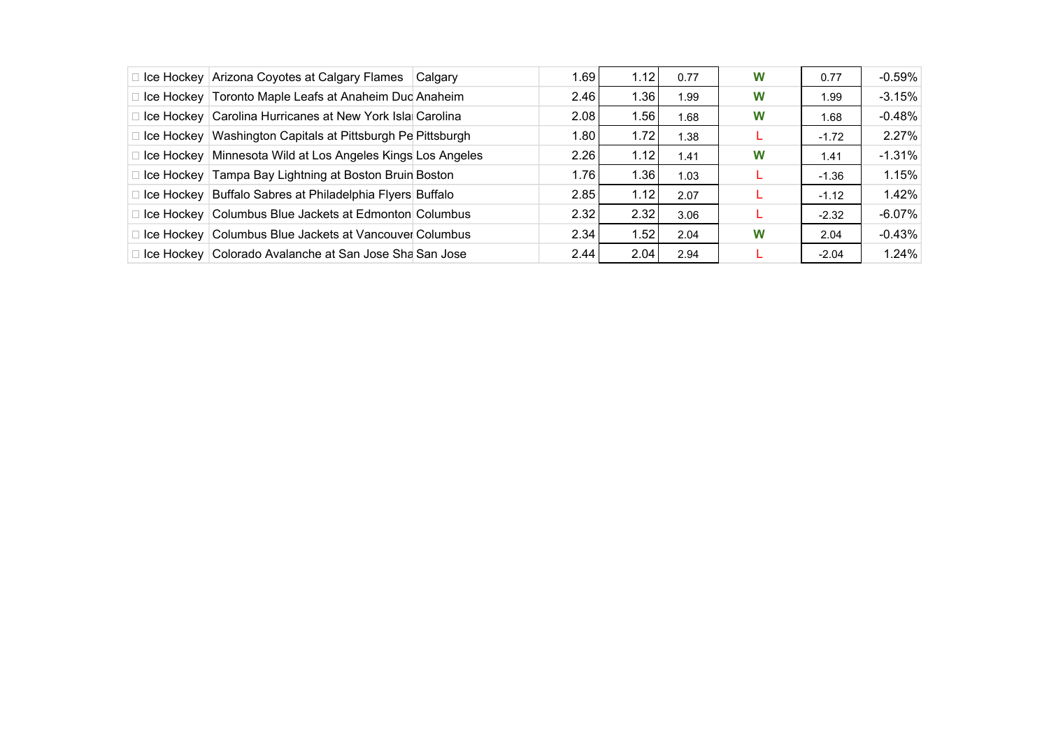| | | | | | | | | | |
|---|---|---|---|---|---|---|---|---|---|
| ☐ Ice Hockey | Arizona Coyotes at Calgary Flames | Calgary | | 1.69 | 1.12 | 0.77 | W | 0.77 | -0.59% |
| ☐ Ice Hockey | Toronto Maple Leafs at Anaheim Duc | Anaheim | | 2.46 | 1.36 | 1.99 | W | 1.99 | -3.15% |
| ☐ Ice Hockey | Carolina Hurricanes at New York Isla | Carolina | | 2.08 | 1.56 | 1.68 | W | 1.68 | -0.48% |
| ☐ Ice Hockey | Washington Capitals at Pittsburgh Pe | Pittsburgh | | 1.80 | 1.72 | 1.38 | L | -1.72 | 2.27% |
| ☐ Ice Hockey | Minnesota Wild at Los Angeles Kings | Los Angeles | | 2.26 | 1.12 | 1.41 | W | 1.41 | -1.31% |
| ☐ Ice Hockey | Tampa Bay Lightning at Boston Bruin | Boston | | 1.76 | 1.36 | 1.03 | L | -1.36 | 1.15% |
| ☐ Ice Hockey | Buffalo Sabres at Philadelphia Flyers | Buffalo | | 2.85 | 1.12 | 2.07 | L | -1.12 | 1.42% |
| ☐ Ice Hockey | Columbus Blue Jackets at Edmonton | Columbus | | 2.32 | 2.32 | 3.06 | L | -2.32 | -6.07% |
| ☐ Ice Hockey | Columbus Blue Jackets at Vancouver | Columbus | | 2.34 | 1.52 | 2.04 | W | 2.04 | -0.43% |
| ☐ Ice Hockey | Colorado Avalanche at San Jose Sha | San Jose | | 2.44 | 2.04 | 2.94 | L | -2.04 | 1.24% |